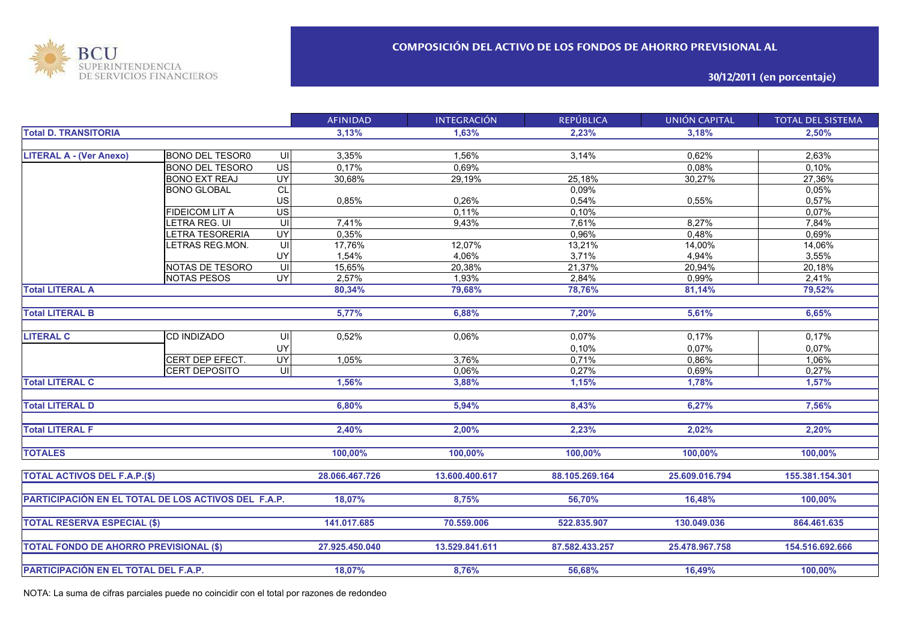BCU SUPERINTENDENCIA DE SERVICIOS FINANCIEROS

# COMPOSICIÓN DEL ACTIVO DE LOS FONDOS DE AHORRO PREVISIONAL AL

## 30/12/2011 (en porcentaje)

| | | | AFINIDAD | INTEGRACIÓN | REPÚBLICA | UNIÓN CAPITAL | TOTAL DEL SISTEMA |
|---|---|---|---|---|---|---|---|
| **Total D. TRANSITORIA** | | | **3,13%** | **1,63%** | **2,23%** | **3,18%** | **2,50%** |
| **LITERAL A - (Ver Anexo)** | BONO DEL TESOR0 | UI | 3,35% | 1,56% | 3,14% | 0,62% | 2,63% |
| | BONO DEL TESORO | US | 0,17% | 0,69% | | 0,08% | 0,10% |
| | BONO EXT REAJ | UY | 30,68% | 29,19% | 25,18% | 30,27% | 27,36% |
| | BONO GLOBAL | CL | | | 0,09% | | 0,05% |
| | | US | 0,85% | 0,26% | 0,54% | 0,55% | 0,57% |
| | FIDEICOM LIT A | US | | 0,11% | 0,10% | | 0,07% |
| | LETRA REG. UI | UI | 7,41% | 9,43% | 7,61% | 8,27% | 7,84% |
| | LETRA TESORERIA | UY | 0,35% | | 0,96% | 0,48% | 0,69% |
| | LETRAS REG.MON. | UI | 17,76% | 12,07% | 13,21% | 14,00% | 14,06% |
| | | UY | 1,54% | 4,06% | 3,71% | 4,94% | 3,55% |
| | NOTAS DE TESORO | UI | 15,65% | 20,38% | 21,37% | 20,94% | 20,18% |
| | NOTAS PESOS | UY | 2,57% | 1,93% | 2,84% | 0,99% | 2,41% |
| **Total LITERAL A** | | | **80,34%** | **79,68%** | **78,76%** | **81,14%** | **79,52%** |
| **Total LITERAL B** | | | **5,77%** | **6,88%** | **7,20%** | **5,61%** | **6,65%** |
| **LITERAL C** | CD INDIZADO | UI | 0,52% | 0,06% | 0,07% | 0,17% | 0,17% |
| | | UY | | | 0,10% | 0,07% | 0,07% |
| | CERT DEP EFECT. | UY | 1,05% | 3,76% | 0,71% | 0,86% | 1,06% |
| | CERT DEPOSITO | UI | | 0,06% | 0,27% | 0,69% | 0,27% |
| **Total LITERAL C** | | | **1,56%** | **3,88%** | **1,15%** | **1,78%** | **1,57%** |
| **Total LITERAL D** | | | **6,80%** | **5,94%** | **8,43%** | **6,27%** | **7,56%** |
| **Total LITERAL F** | | | **2,40%** | **2,00%** | **2,23%** | **2,02%** | **2,20%** |
| **TOTALES** | | | **100,00%** | **100,00%** | **100,00%** | **100,00%** | **100,00%** |
| **TOTAL ACTIVOS DEL F.A.P.($)** | | | **28.066.467.726** | **13.600.400.617** | **88.105.269.164** | **25.609.016.794** | **155.381.154.301** |
| **PARTICIPACIÓN EN EL TOTAL DE LOS ACTIVOS DEL F.A.P.** | | | **18,07%** | **8,75%** | **56,70%** | **16,48%** | **100,00%** |
| **TOTAL RESERVA ESPECIAL ($)** | | | **141.017.685** | **70.559.006** | **522.835.907** | **130.049.036** | **864.461.635** |
| **TOTAL FONDO DE AHORRO PREVISIONAL ($)** | | | **27.925.450.040** | **13.529.841.611** | **87.582.433.257** | **25.478.967.758** | **154.516.692.666** |
| **PARTICIPACIÓN EN EL TOTAL DEL F.A.P.** | | | **18,07%** | **8,76%** | **56,68%** | **16,49%** | **100,00%** |

NOTA: La suma de cifras parciales puede no coincidir con el total por razones de redondeo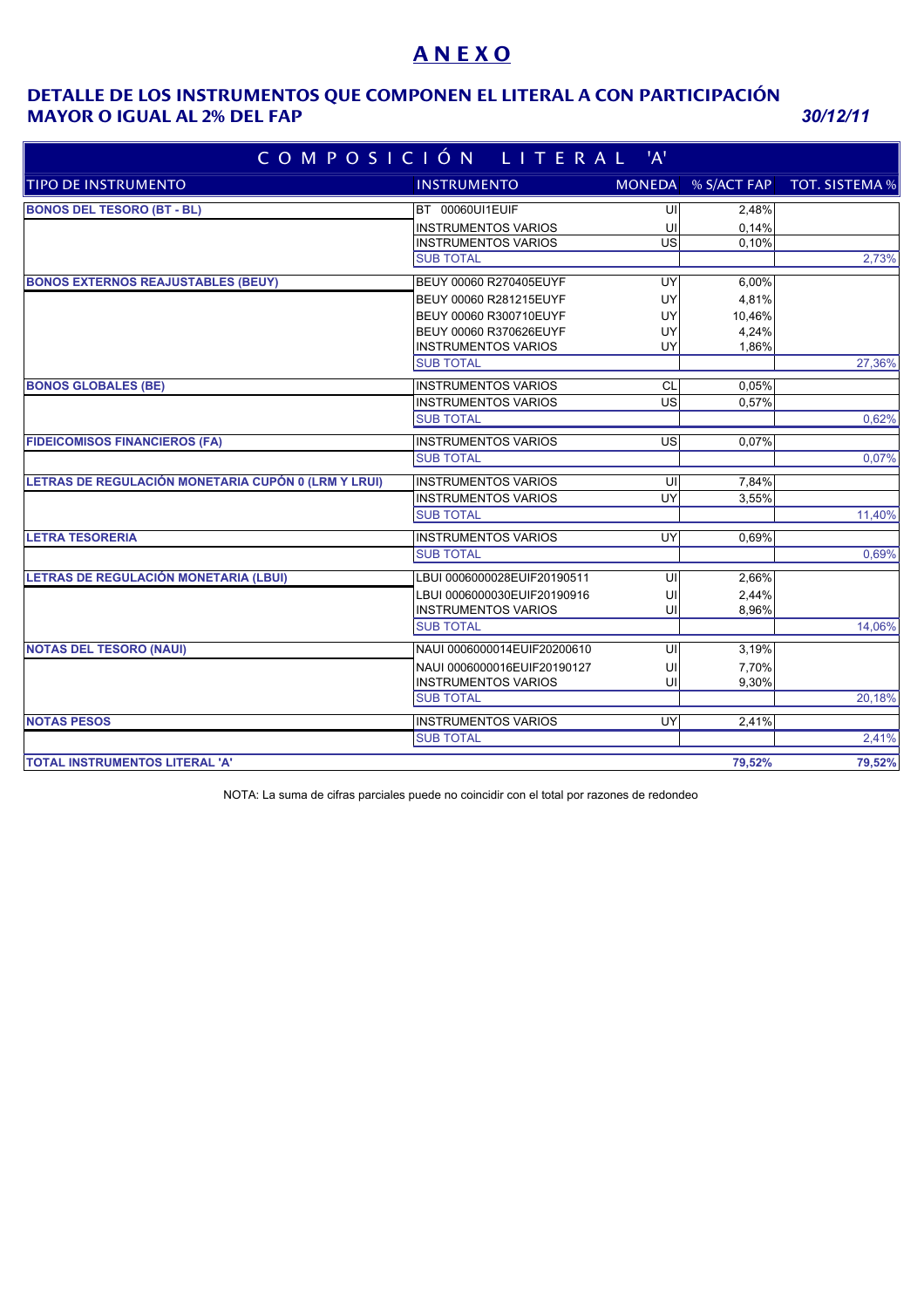# ANEXO

## DETALLE DE LOS INSTRUMENTOS QUE COMPONEN EL LITERAL A CON PARTICIPACIÓN MAYOR O IGUAL AL 2% DEL FAP

*30/12/11*

| COMPOSICIÓN LITERAL 'A' | | | | |
|---|---|---|---|---|
| TIPO DE INSTRUMENTO | INSTRUMENTO | MONEDA | % S/ACT FAP | TOT. SISTEMA % |
| **BONOS DEL TESORO (BT - BL)** | BT 00060UI1EUIF | UI | 2,48% | |
| | INSTRUMENTOS VARIOS | UI | 0,14% | |
| | INSTRUMENTOS VARIOS | US | 0,10% | |
| | SUB TOTAL | | | 2,73% |
| **BONOS EXTERNOS REAJUSTABLES (BEUY)** | BEUY 00060 R270405EUYF | UY | 6,00% | |
| | BEUY 00060 R281215EUYF | UY | 4,81% | |
| | BEUY 00060 R300710EUYF | UY | 10,46% | |
| | BEUY 00060 R370626EUYF | UY | 4,24% | |
| | INSTRUMENTOS VARIOS | UY | 1,86% | |
| | SUB TOTAL | | | 27,36% |
| **BONOS GLOBALES (BE)** | INSTRUMENTOS VARIOS | CL | 0,05% | |
| | INSTRUMENTOS VARIOS | US | 0,57% | |
| | SUB TOTAL | | | 0,62% |
| **FIDEICOMISOS FINANCIEROS (FA)** | INSTRUMENTOS VARIOS | US | 0,07% | |
| | SUB TOTAL | | | 0,07% |
| **LETRAS DE REGULACIÓN MONETARIA CUPÓN 0 (LRM Y LRUI)** | INSTRUMENTOS VARIOS | UI | 7,84% | |
| | INSTRUMENTOS VARIOS | UY | 3,55% | |
| | SUB TOTAL | | | 11,40% |
| **LETRA TESORERIA** | INSTRUMENTOS VARIOS | UY | 0,69% | |
| | SUB TOTAL | | | 0,69% |
| **LETRAS DE REGULACIÓN MONETARIA (LBUI)** | LBUI 0006000028EUIF20190511 | UI | 2,66% | |
| | LBUI 0006000030EUIF20190916 | UI | 2,44% | |
| | INSTRUMENTOS VARIOS | UI | 8,96% | |
| | SUB TOTAL | | | 14,06% |
| **NOTAS DEL TESORO (NAUI)** | NAUI 0006000014EUIF20200610 | UI | 3,19% | |
| | NAUI 0006000016EUIF20190127 | UI | 7,70% | |
| | INSTRUMENTOS VARIOS | UI | 9,30% | |
| | SUB TOTAL | | | 20,18% |
| **NOTAS PESOS** | INSTRUMENTOS VARIOS | UY | 2,41% | |
| | SUB TOTAL | | | 2,41% |
| **TOTAL INSTRUMENTOS LITERAL 'A'** | | | **79,52%** | **79,52%** |

NOTA: La suma de cifras parciales puede no coincidir con el total por razones de redondeo